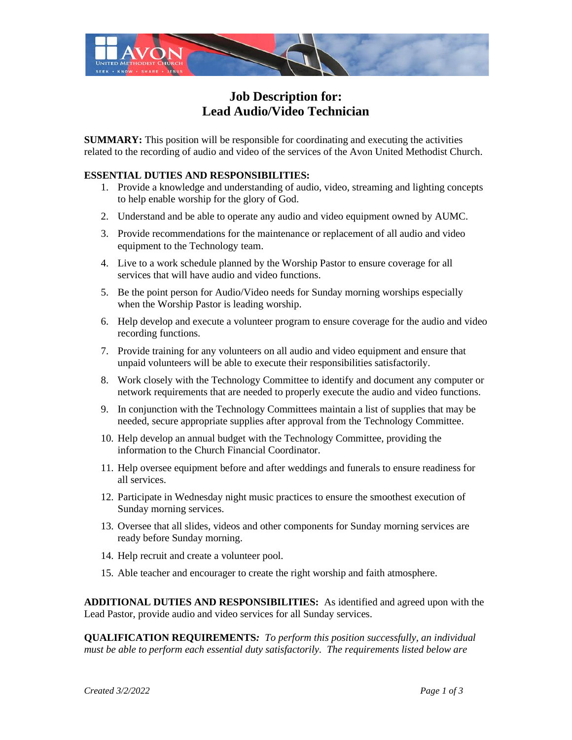# Job Description for:
# Lead Audio/Video Technician

**SUMMARY:** This position will be responsible for coordinating and executing the activities related to the recording of audio and video of the services of the Avon United Methodist Church.

**ESSENTIAL DUTIES AND RESPONSIBILITIES:**

1. Provide a knowledge and understanding of audio, video, streaming and lighting concepts to help enable worship for the glory of God.
2. Understand and be able to operate any audio and video equipment owned by AUMC.
3. Provide recommendations for the maintenance or replacement of all audio and video equipment to the Technology team.
4. Live to a work schedule planned by the Worship Pastor to ensure coverage for all services that will have audio and video functions.
5. Be the point person for Audio/Video needs for Sunday morning worships especially when the Worship Pastor is leading worship.
6. Help develop and execute a volunteer program to ensure coverage for the audio and video recording functions.
7. Provide training for any volunteers on all audio and video equipment and ensure that unpaid volunteers will be able to execute their responsibilities satisfactorily.
8. Work closely with the Technology Committee to identify and document any computer or network requirements that are needed to properly execute the audio and video functions.
9. In conjunction with the Technology Committees maintain a list of supplies that may be needed, secure appropriate supplies after approval from the Technology Committee.
10. Help develop an annual budget with the Technology Committee, providing the information to the Church Financial Coordinator.
11. Help oversee equipment before and after weddings and funerals to ensure readiness for all services.
12. Participate in Wednesday night music practices to ensure the smoothest execution of Sunday morning services.
13. Oversee that all slides, videos and other components for Sunday morning services are ready before Sunday morning.
14. Help recruit and create a volunteer pool.
15. Able teacher and encourager to create the right worship and faith atmosphere.

**ADDITIONAL DUTIES AND RESPONSIBILITIES:** As identified and agreed upon with the Lead Pastor, provide audio and video services for all Sunday services.

**QUALIFICATION REQUIREMENTS:** *To perform this position successfully, an individual must be able to perform each essential duty satisfactorily. The requirements listed below are*

*Created 3/2/2022*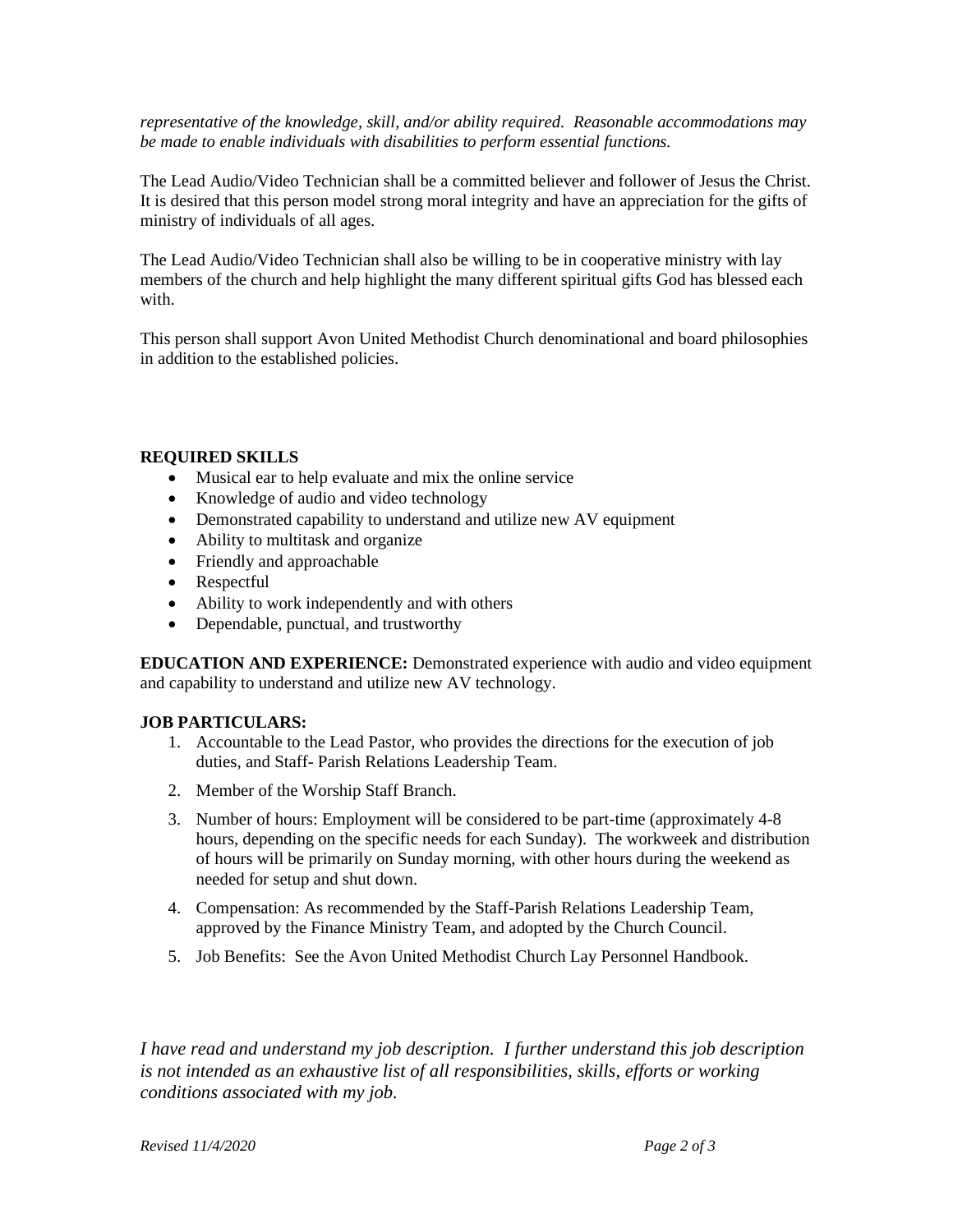*representative of the knowledge, skill, and/or ability required. Reasonable accommodations may be made to enable individuals with disabilities to perform essential functions.*

The Lead Audio/Video Technician shall be a committed believer and follower of Jesus the Christ. It is desired that this person model strong moral integrity and have an appreciation for the gifts of ministry of individuals of all ages.

The Lead Audio/Video Technician shall also be willing to be in cooperative ministry with lay members of the church and help highlight the many different spiritual gifts God has blessed each with.

This person shall support Avon United Methodist Church denominational and board philosophies in addition to the established policies.

**REQUIRED SKILLS**

- Musical ear to help evaluate and mix the online service
- Knowledge of audio and video technology
- Demonstrated capability to understand and utilize new AV equipment
- Ability to multitask and organize
- Friendly and approachable
- Respectful
- Ability to work independently and with others
- Dependable, punctual, and trustworthy

**EDUCATION AND EXPERIENCE:** Demonstrated experience with audio and video equipment and capability to understand and utilize new AV technology.

**JOB PARTICULARS:**

1. Accountable to the Lead Pastor, who provides the directions for the execution of job duties, and Staff- Parish Relations Leadership Team.
2. Member of the Worship Staff Branch.
3. Number of hours: Employment will be considered to be part-time (approximately 4-8 hours, depending on the specific needs for each Sunday). The workweek and distribution of hours will be primarily on Sunday morning, with other hours during the weekend as needed for setup and shut down.
4. Compensation: As recommended by the Staff-Parish Relations Leadership Team, approved by the Finance Ministry Team, and adopted by the Church Council.
5. Job Benefits: See the Avon United Methodist Church Lay Personnel Handbook.

*I have read and understand my job description. I further understand this job description is not intended as an exhaustive list of all responsibilities, skills, efforts or working conditions associated with my job.*

*Revised 11/4/2020*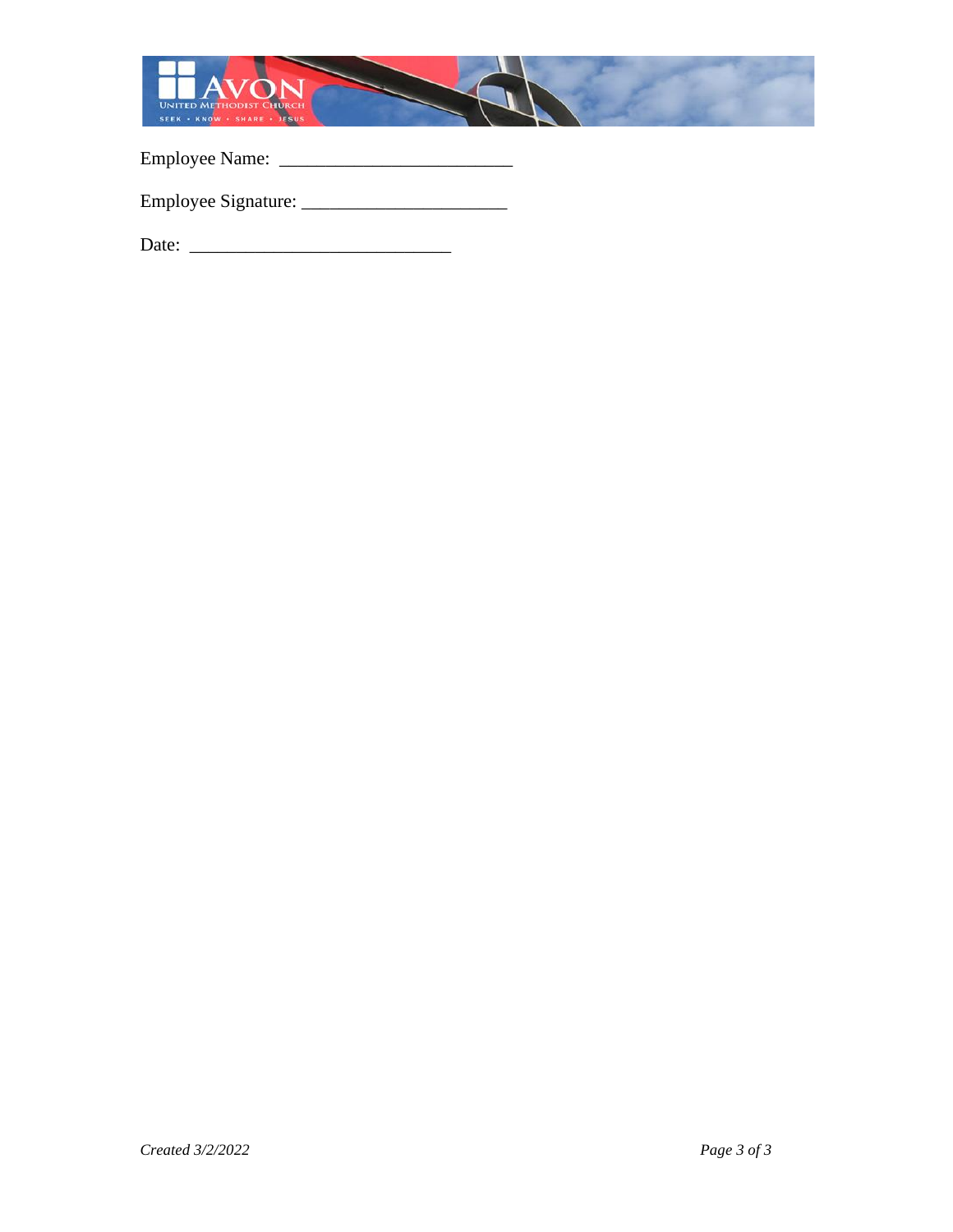Employee Name: _________________________

Employee Signature: ______________________

Date: ____________________________